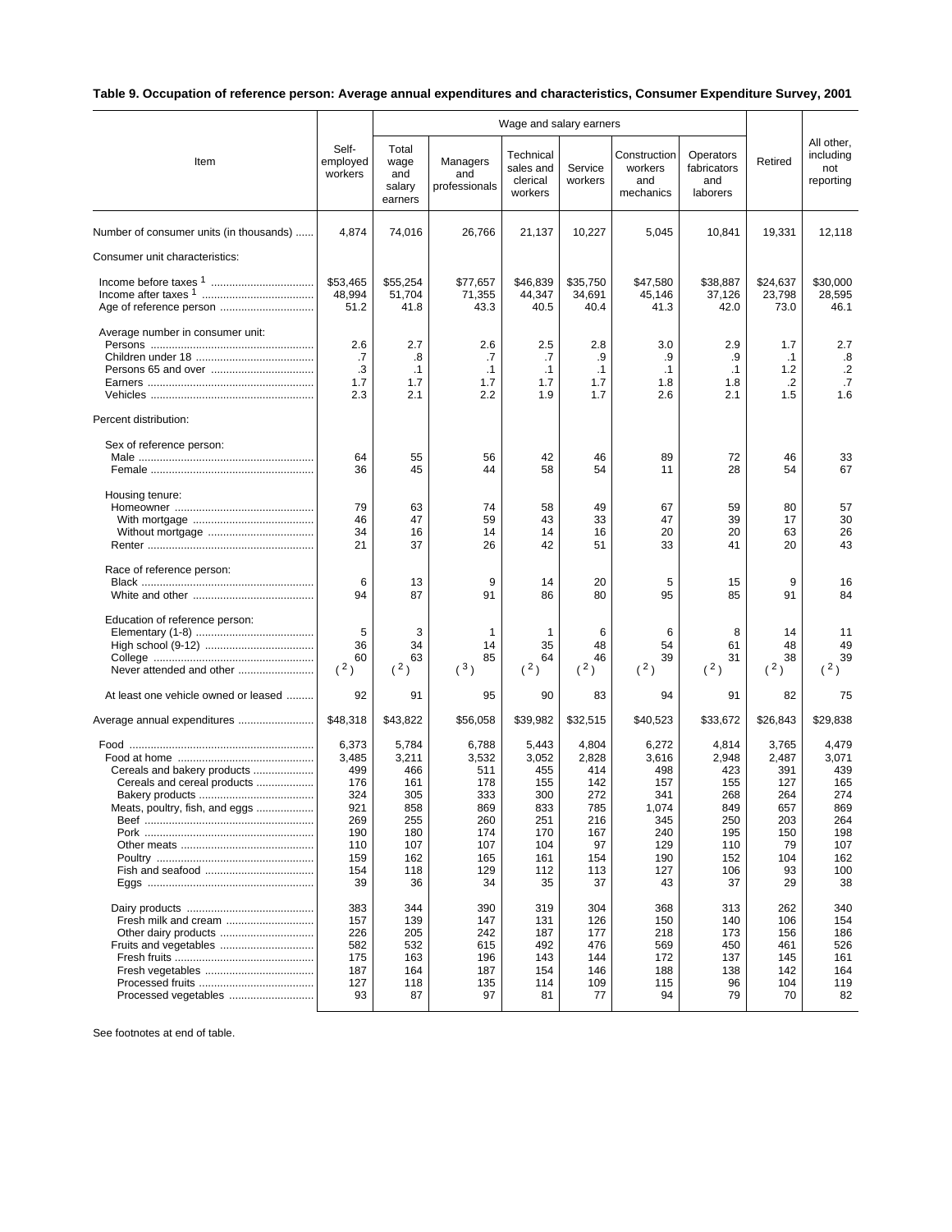**Table 9. Occupation of reference person: Average annual expenditures and characteristics, Consumer Expenditure Survey, 2001**

| Item | Self-employed workers | Wage and salary earners | | | | | | Retired | All other, including not reporting |
|---|---|---|---|---|---|---|---|---|---|
| | | Total wage and salary earners | Managers and professionals | Technical sales and clerical workers | Service workers | Construction workers and mechanics | Operators fabricators and laborers | | |
| Number of consumer units (in thousands) | 4,874 | 74,016 | 26,766 | 21,137 | 10,227 | 5,045 | 10,841 | 19,331 | 12,118 |
| Consumer unit characteristics: | | | | | | | | | |
| Income before taxes [1] | $53,465 | $55,254 | $77,657 | $46,839 | $35,750 | $47,580 | $38,887 | $24,637 | $30,000 |
| Income after taxes [1] | 48,994 | 51,704 | 71,355 | 44,347 | 34,691 | 45,146 | 37,126 | 23,798 | 28,595 |
| Age of reference person | 51.2 | 41.8 | 43.3 | 40.5 | 40.4 | 41.3 | 42.0 | 73.0 | 46.1 |
| Average number in consumer unit: | | | | | | | | | |
| Persons | 2.6 | 2.7 | 2.6 | 2.5 | 2.8 | 3.0 | 2.9 | 1.7 | 2.7 |
| Children under 18 | .7 | .8 | .7 | .7 | .9 | .9 | .9 | .1 | .8 |
| Persons 65 and over | .3 | .1 | .1 | .1 | .1 | .1 | .1 | 1.2 | .2 |
| Earners | 1.7 | 1.7 | 1.7 | 1.7 | 1.7 | 1.8 | 1.8 | .2 | .7 |
| Vehicles | 2.3 | 2.1 | 2.2 | 1.9 | 1.7 | 2.6 | 2.1 | 1.5 | 1.6 |
| Percent distribution: | | | | | | | | | |
| Sex of reference person: | | | | | | | | | |
| Male | 64 | 55 | 56 | 42 | 46 | 89 | 72 | 46 | 33 |
| Female | 36 | 45 | 44 | 58 | 54 | 11 | 28 | 54 | 67 |
| Housing tenure: | | | | | | | | | |
| Homeowner | 79 | 63 | 74 | 58 | 49 | 67 | 59 | 80 | 57 |
| With mortgage | 46 | 47 | 59 | 43 | 33 | 47 | 39 | 17 | 30 |
| Without mortgage | 34 | 16 | 14 | 14 | 16 | 20 | 20 | 63 | 26 |
| Renter | 21 | 37 | 26 | 42 | 51 | 33 | 41 | 20 | 43 |
| Race of reference person: | | | | | | | | | |
| Black | 6 | 13 | 9 | 14 | 20 | 5 | 15 | 9 | 16 |
| White and other | 94 | 87 | 91 | 86 | 80 | 95 | 85 | 91 | 84 |
| Education of reference person: | | | | | | | | | |
| Elementary (1-8) | 5 | 3 | 1 | 1 | 6 | 6 | 8 | 14 | 11 |
| High school (9-12) | 36 | 34 | 14 | 35 | 48 | 54 | 61 | 48 | 49 |
| College | 60 | 63 | 85 | 64 | 46 | 39 | 31 | 38 | 39 |
| Never attended and other | (2) | (2) | (3) | (2) | (2) | (2) | (2) | (2) | (2) |
| At least one vehicle owned or leased | 92 | 91 | 95 | 90 | 83 | 94 | 91 | 82 | 75 |
| Average annual expenditures | $48,318 | $43,822 | $56,058 | $39,982 | $32,515 | $40,523 | $33,672 | $26,843 | $29,838 |
| Food | 6,373 | 5,784 | 6,788 | 5,443 | 4,804 | 6,272 | 4,814 | 3,765 | 4,479 |
| Food at home | 3,485 | 3,211 | 3,532 | 3,052 | 2,828 | 3,616 | 2,948 | 2,487 | 3,071 |
| Cereals and bakery products | 499 | 466 | 511 | 455 | 414 | 498 | 423 | 391 | 439 |
| Cereals and cereal products | 176 | 161 | 178 | 155 | 142 | 157 | 155 | 127 | 165 |
| Bakery products | 324 | 305 | 333 | 300 | 272 | 341 | 268 | 264 | 274 |
| Meats, poultry, fish, and eggs | 921 | 858 | 869 | 833 | 785 | 1,074 | 849 | 657 | 869 |
| Beef | 269 | 255 | 260 | 251 | 216 | 345 | 250 | 203 | 264 |
| Pork | 190 | 180 | 174 | 170 | 167 | 240 | 195 | 150 | 198 |
| Other meats | 110 | 107 | 107 | 104 | 97 | 129 | 110 | 79 | 107 |
| Poultry | 159 | 162 | 165 | 161 | 154 | 190 | 152 | 104 | 162 |
| Fish and seafood | 154 | 118 | 129 | 112 | 113 | 127 | 106 | 93 | 100 |
| Eggs | 39 | 36 | 34 | 35 | 37 | 43 | 37 | 29 | 38 |
| Dairy products | 383 | 344 | 390 | 319 | 304 | 368 | 313 | 262 | 340 |
| Fresh milk and cream | 157 | 139 | 147 | 131 | 126 | 150 | 140 | 106 | 154 |
| Other dairy products | 226 | 205 | 242 | 187 | 177 | 218 | 173 | 156 | 186 |
| Fruits and vegetables | 582 | 532 | 615 | 492 | 476 | 569 | 450 | 461 | 526 |
| Fresh fruits | 175 | 163 | 196 | 143 | 144 | 172 | 137 | 145 | 161 |
| Fresh vegetables | 187 | 164 | 187 | 154 | 146 | 188 | 138 | 142 | 164 |
| Processed fruits | 127 | 118 | 135 | 114 | 109 | 115 | 96 | 104 | 119 |
| Processed vegetables | 93 | 87 | 97 | 81 | 77 | 94 | 79 | 70 | 82 |

See footnotes at end of table.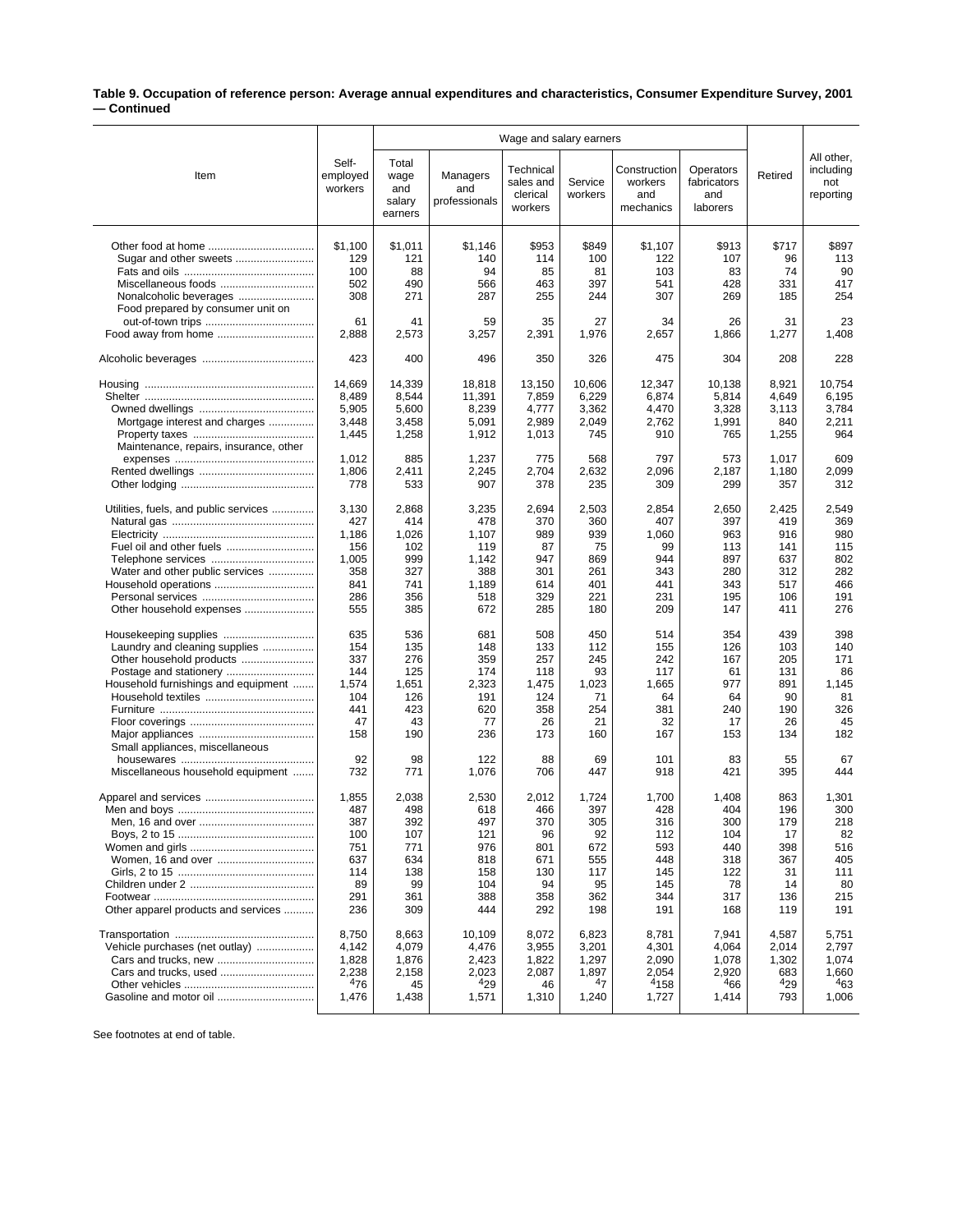**Table 9. Occupation of reference person: Average annual expenditures and characteristics, Consumer Expenditure Survey, 2001 — Continued**

| Item | Self-employed workers | Wage and salary earners | | | | | | Retired | All other, including not reporting |
|---|---|---|---|---|---|---|---|---|---|
| | | Total wage and salary earners | Managers and professionals | Technical sales and clerical workers | Service workers | Construction workers and mechanics | Operators fabricators and laborers | | |
| Other food at home | $1,100 | $1,011 | $1,146 | $953 | $849 | $1,107 | $913 | $717 | $897 |
| Sugar and other sweets | 129 | 121 | 140 | 114 | 100 | 122 | 107 | 96 | 113 |
| Fats and oils | 100 | 88 | 94 | 85 | 81 | 103 | 83 | 74 | 90 |
| Miscellaneous foods | 502 | 490 | 566 | 463 | 397 | 541 | 428 | 331 | 417 |
| Nonalcoholic beverages | 308 | 271 | 287 | 255 | 244 | 307 | 269 | 185 | 254 |
| Food prepared by consumer unit on out-of-town trips | 61 | 41 | 59 | 35 | 27 | 34 | 26 | 31 | 23 |
| Food away from home | 2,888 | 2,573 | 3,257 | 2,391 | 1,976 | 2,657 | 1,866 | 1,277 | 1,408 |
| Alcoholic beverages | 423 | 400 | 496 | 350 | 326 | 475 | 304 | 208 | 228 |
| Housing | 14,669 | 14,339 | 18,818 | 13,150 | 10,606 | 12,347 | 10,138 | 8,921 | 10,754 |
| Shelter | 8,489 | 8,544 | 11,391 | 7,859 | 6,229 | 6,874 | 5,814 | 4,649 | 6,195 |
| Owned dwellings | 5,905 | 5,600 | 8,239 | 4,777 | 3,362 | 4,470 | 3,328 | 3,113 | 3,784 |
| Mortgage interest and charges | 3,448 | 3,458 | 5,091 | 2,989 | 2,049 | 2,762 | 1,991 | 840 | 2,211 |
| Property taxes | 1,445 | 1,258 | 1,912 | 1,013 | 745 | 910 | 765 | 1,255 | 964 |
| Maintenance, repairs, insurance, other expenses | 1,012 | 885 | 1,237 | 775 | 568 | 797 | 573 | 1,017 | 609 |
| Rented dwellings | 1,806 | 2,411 | 2,245 | 2,704 | 2,632 | 2,096 | 2,187 | 1,180 | 2,099 |
| Other lodging | 778 | 533 | 907 | 378 | 235 | 309 | 299 | 357 | 312 |
| Utilities, fuels, and public services | 3,130 | 2,868 | 3,235 | 2,694 | 2,503 | 2,854 | 2,650 | 2,425 | 2,549 |
| Natural gas | 427 | 414 | 478 | 370 | 360 | 407 | 397 | 419 | 369 |
| Electricity | 1,186 | 1,026 | 1,107 | 989 | 939 | 1,060 | 963 | 916 | 980 |
| Fuel oil and other fuels | 156 | 102 | 119 | 87 | 75 | 99 | 113 | 141 | 115 |
| Telephone services | 1,005 | 999 | 1,142 | 947 | 869 | 944 | 897 | 637 | 802 |
| Water and other public services | 358 | 327 | 388 | 301 | 261 | 343 | 280 | 312 | 282 |
| Household operations | 841 | 741 | 1,189 | 614 | 401 | 441 | 343 | 517 | 466 |
| Personal services | 286 | 356 | 518 | 329 | 221 | 231 | 195 | 106 | 191 |
| Other household expenses | 555 | 385 | 672 | 285 | 180 | 209 | 147 | 411 | 276 |
| Housekeeping supplies | 635 | 536 | 681 | 508 | 450 | 514 | 354 | 439 | 398 |
| Laundry and cleaning supplies | 154 | 135 | 148 | 133 | 112 | 155 | 126 | 103 | 140 |
| Other household products | 337 | 276 | 359 | 257 | 245 | 242 | 167 | 205 | 171 |
| Postage and stationery | 144 | 125 | 174 | 118 | 93 | 117 | 61 | 131 | 86 |
| Household furnishings and equipment | 1,574 | 1,651 | 2,323 | 1,475 | 1,023 | 1,665 | 977 | 891 | 1,145 |
| Household textiles | 104 | 126 | 191 | 124 | 71 | 64 | 64 | 90 | 81 |
| Furniture | 441 | 423 | 620 | 358 | 254 | 381 | 240 | 190 | 326 |
| Floor coverings | 47 | 43 | 77 | 26 | 21 | 32 | 17 | 26 | 45 |
| Major appliances | 158 | 190 | 236 | 173 | 160 | 167 | 153 | 134 | 182 |
| Small appliances, miscellaneous housewares | 92 | 98 | 122 | 88 | 69 | 101 | 83 | 55 | 67 |
| Miscellaneous household equipment | 732 | 771 | 1,076 | 706 | 447 | 918 | 421 | 395 | 444 |
| Apparel and services | 1,855 | 2,038 | 2,530 | 2,012 | 1,724 | 1,700 | 1,408 | 863 | 1,301 |
| Men and boys | 487 | 498 | 618 | 466 | 397 | 428 | 404 | 196 | 300 |
| Men, 16 and over | 387 | 392 | 497 | 370 | 305 | 316 | 300 | 179 | 218 |
| Boys, 2 to 15 | 100 | 107 | 121 | 96 | 92 | 112 | 104 | 17 | 82 |
| Women and girls | 751 | 771 | 976 | 801 | 672 | 593 | 440 | 398 | 516 |
| Women, 16 and over | 637 | 634 | 818 | 671 | 555 | 448 | 318 | 367 | 405 |
| Girls, 2 to 15 | 114 | 138 | 158 | 130 | 117 | 145 | 122 | 31 | 111 |
| Children under 2 | 89 | 99 | 104 | 94 | 95 | 145 | 78 | 14 | 80 |
| Footwear | 291 | 361 | 388 | 358 | 362 | 344 | 317 | 136 | 215 |
| Other apparel products and services | 236 | 309 | 444 | 292 | 198 | 191 | 168 | 119 | 191 |
| Transportation | 8,750 | 8,663 | 10,109 | 8,072 | 6,823 | 8,781 | 7,941 | 4,587 | 5,751 |
| Vehicle purchases (net outlay) | 4,142 | 4,079 | 4,476 | 3,955 | 3,201 | 4,301 | 4,064 | 2,014 | 2,797 |
| Cars and trucks, new | 1,828 | 1,876 | 2,423 | 1,822 | 1,297 | 2,090 | 1,078 | 1,302 | 1,074 |
| Cars and trucks, used | 2,238 | 2,158 | 2,023 | 2,087 | 1,897 | 2,054 | 2,920 | 683 | 1,660 |
| Other vehicles | [4]76 | 45 | [4]29 | 46 | [4]7 | [4]158 | [4]66 | [4]29 | [4]63 |
| Gasoline and motor oil | 1,476 | 1,438 | 1,571 | 1,310 | 1,240 | 1,727 | 1,414 | 793 | 1,006 |

See footnotes at end of table.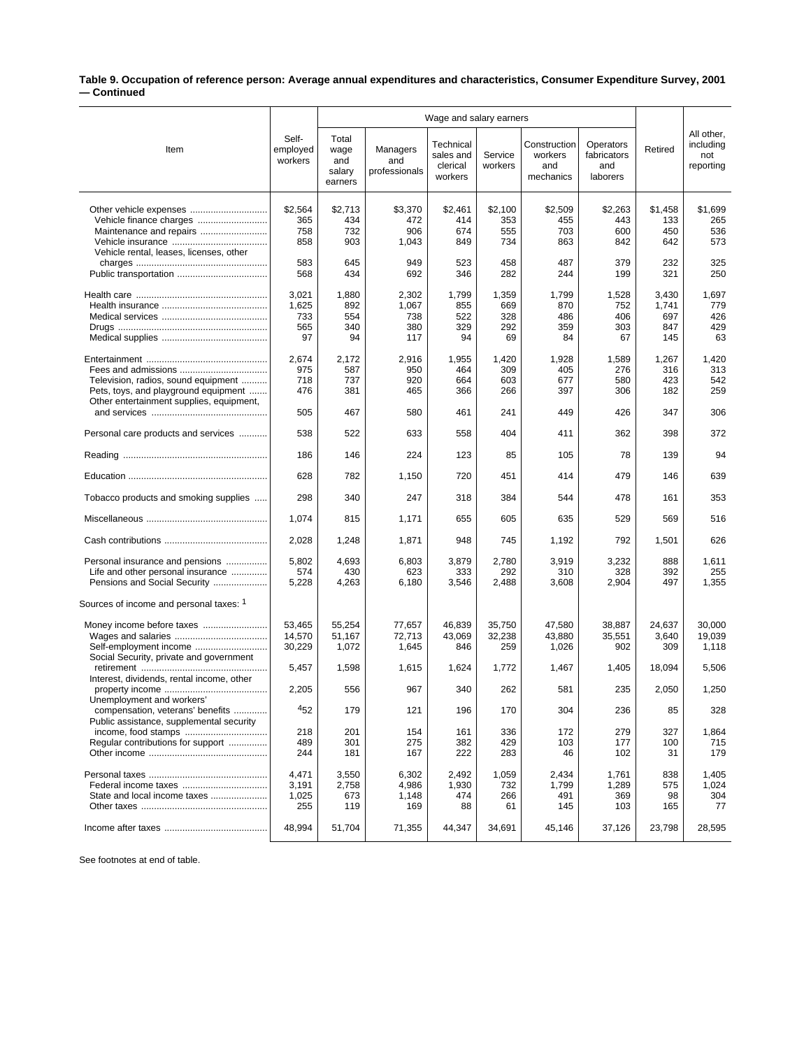**Table 9. Occupation of reference person: Average annual expenditures and characteristics, Consumer Expenditure Survey, 2001 — Continued**

| Item | Self-employed workers | Wage and salary earners | | | | | | Retired | All other, including not reporting |
|---|---|---|---|---|---|---|---|---|---|
| | | Total wage and salary earners | Managers and professionals | Technical sales and clerical workers | Service workers | Construction workers and mechanics | Operators fabricators and laborers | | |
| Other vehicle expenses | $2,564 | $2,713 | $3,370 | $2,461 | $2,100 | $2,509 | $2,263 | $1,458 | $1,699 |
| Vehicle finance charges | 365 | 434 | 472 | 414 | 353 | 455 | 443 | 133 | 265 |
| Maintenance and repairs | 758 | 732 | 906 | 674 | 555 | 703 | 600 | 450 | 536 |
| Vehicle insurance | 858 | 903 | 1,043 | 849 | 734 | 863 | 842 | 642 | 573 |
| Vehicle rental, leases, licenses, other charges | 583 | 645 | 949 | 523 | 458 | 487 | 379 | 232 | 325 |
| Public transportation | 568 | 434 | 692 | 346 | 282 | 244 | 199 | 321 | 250 |
| Health care | 3,021 | 1,880 | 2,302 | 1,799 | 1,359 | 1,799 | 1,528 | 3,430 | 1,697 |
| Health insurance | 1,625 | 892 | 1,067 | 855 | 669 | 870 | 752 | 1,741 | 779 |
| Medical services | 733 | 554 | 738 | 522 | 328 | 486 | 406 | 697 | 426 |
| Drugs | 565 | 340 | 380 | 329 | 292 | 359 | 303 | 847 | 429 |
| Medical supplies | 97 | 94 | 117 | 94 | 69 | 84 | 67 | 145 | 63 |
| Entertainment | 2,674 | 2,172 | 2,916 | 1,955 | 1,420 | 1,928 | 1,589 | 1,267 | 1,420 |
| Fees and admissions | 975 | 587 | 950 | 464 | 309 | 405 | 276 | 316 | 313 |
| Television, radios, sound equipment | 718 | 737 | 920 | 664 | 603 | 677 | 580 | 423 | 542 |
| Pets, toys, and playground equipment | 476 | 381 | 465 | 366 | 266 | 397 | 306 | 182 | 259 |
| Other entertainment supplies, equipment, and services | 505 | 467 | 580 | 461 | 241 | 449 | 426 | 347 | 306 |
| Personal care products and services | 538 | 522 | 633 | 558 | 404 | 411 | 362 | 398 | 372 |
| Reading | 186 | 146 | 224 | 123 | 85 | 105 | 78 | 139 | 94 |
| Education | 628 | 782 | 1,150 | 720 | 451 | 414 | 479 | 146 | 639 |
| Tobacco products and smoking supplies | 298 | 340 | 247 | 318 | 384 | 544 | 478 | 161 | 353 |
| Miscellaneous | 1,074 | 815 | 1,171 | 655 | 605 | 635 | 529 | 569 | 516 |
| Cash contributions | 2,028 | 1,248 | 1,871 | 948 | 745 | 1,192 | 792 | 1,501 | 626 |
| Personal insurance and pensions | 5,802 | 4,693 | 6,803 | 3,879 | 2,780 | 3,919 | 3,232 | 888 | 1,611 |
| Life and other personal insurance | 574 | 430 | 623 | 333 | 292 | 310 | 328 | 392 | 255 |
| Pensions and Social Security | 5,228 | 4,263 | 6,180 | 3,546 | 2,488 | 3,608 | 2,904 | 497 | 1,355 |
| Sources of income and personal taxes: [1] | | | | | | | | | |
| Money income before taxes | 53,465 | 55,254 | 77,657 | 46,839 | 35,750 | 47,580 | 38,887 | 24,637 | 30,000 |
| Wages and salaries | 14,570 | 51,167 | 72,713 | 43,069 | 32,238 | 43,880 | 35,551 | 3,640 | 19,039 |
| Self-employment income | 30,229 | 1,072 | 1,645 | 846 | 259 | 1,026 | 902 | 309 | 1,118 |
| Social Security, private and government retirement | 5,457 | 1,598 | 1,615 | 1,624 | 1,772 | 1,467 | 1,405 | 18,094 | 5,506 |
| Interest, dividends, rental income, other property income | 2,205 | 556 | 967 | 340 | 262 | 581 | 235 | 2,050 | 1,250 |
| Unemployment and workers' compensation, veterans' benefits | [4]52 | 179 | 121 | 196 | 170 | 304 | 236 | 85 | 328 |
| Public assistance, supplemental security income, food stamps | 218 | 201 | 154 | 161 | 336 | 172 | 279 | 327 | 1,864 |
| Regular contributions for support | 489 | 301 | 275 | 382 | 429 | 103 | 177 | 100 | 715 |
| Other income | 244 | 181 | 167 | 222 | 283 | 46 | 102 | 31 | 179 |
| Personal taxes | 4,471 | 3,550 | 6,302 | 2,492 | 1,059 | 2,434 | 1,761 | 838 | 1,405 |
| Federal income taxes | 3,191 | 2,758 | 4,986 | 1,930 | 732 | 1,799 | 1,289 | 575 | 1,024 |
| State and local income taxes | 1,025 | 673 | 1,148 | 474 | 266 | 491 | 369 | 98 | 304 |
| Other taxes | 255 | 119 | 169 | 88 | 61 | 145 | 103 | 165 | 77 |
| Income after taxes | 48,994 | 51,704 | 71,355 | 44,347 | 34,691 | 45,146 | 37,126 | 23,798 | 28,595 |

See footnotes at end of table.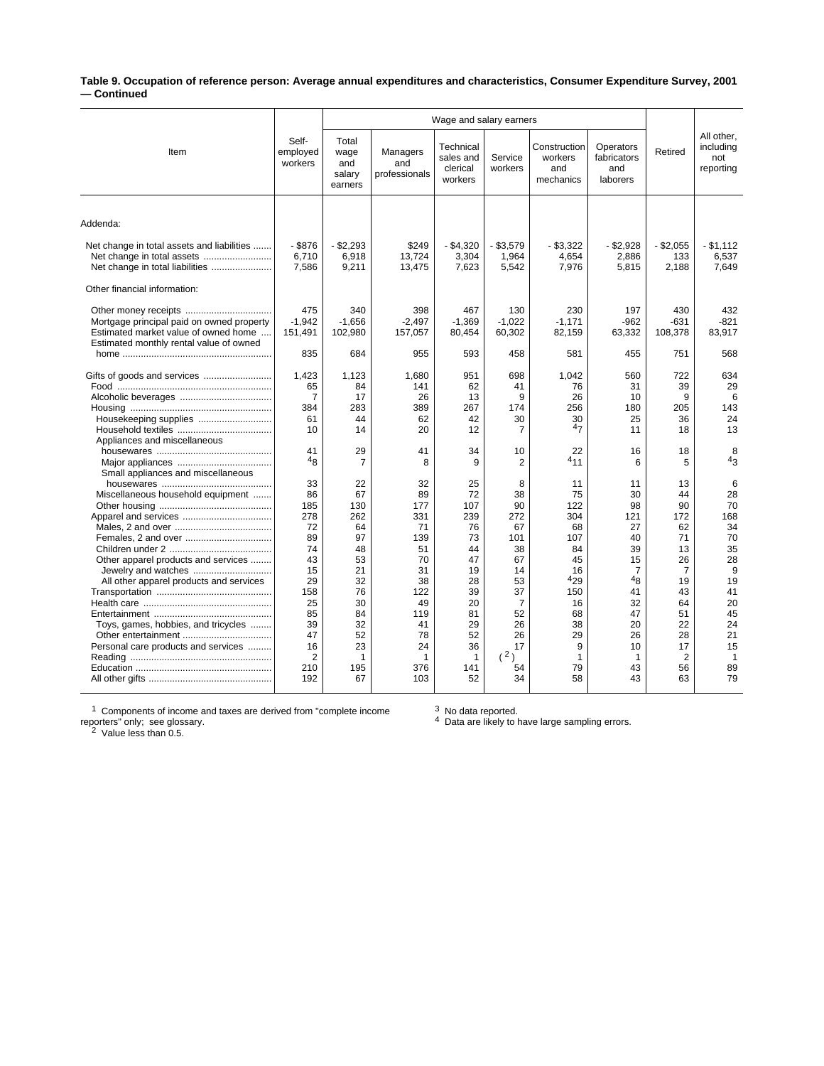**Table 9. Occupation of reference person: Average annual expenditures and characteristics, Consumer Expenditure Survey, 2001 — Continued**

| Item | Self-employed workers | Wage and salary earners: Total wage and salary earners | Managers and professionals | Technical sales and clerical workers | Service workers | Construction workers and mechanics | Operators fabricators and laborers | Retired | All other, including not reporting |
|---|---|---|---|---|---|---|---|---|---|
| Addenda: | | | | | | | | | |
| Net change in total assets and liabilities | - $876 | - $2,293 | $249 | - $4,320 | - $3,579 | - $3,322 | - $2,928 | - $2,055 | - $1,112 |
| Net change in total assets | 6,710 | 6,918 | 13,724 | 3,304 | 1,964 | 4,654 | 2,886 | 133 | 6,537 |
| Net change in total liabilities | 7,586 | 9,211 | 13,475 | 7,623 | 5,542 | 7,976 | 5,815 | 2,188 | 7,649 |
| Other financial information: | | | | | | | | | |
| Other money receipts | 475 | 340 | 398 | 467 | 130 | 230 | 197 | 430 | 432 |
| Mortgage principal paid on owned property | -1,942 | -1,656 | -2,497 | -1,369 | -1,022 | -1,171 | -962 | -631 | -821 |
| Estimated market value of owned home | 151,491 | 102,980 | 157,057 | 80,454 | 60,302 | 82,159 | 63,332 | 108,378 | 83,917 |
| Estimated monthly rental value of owned home | 835 | 684 | 955 | 593 | 458 | 581 | 455 | 751 | 568 |
| Gifts of goods and services | 1,423 | 1,123 | 1,680 | 951 | 698 | 1,042 | 560 | 722 | 634 |
| Food | 65 | 84 | 141 | 62 | 41 | 76 | 31 | 39 | 29 |
| Alcoholic beverages | 7 | 17 | 26 | 13 | 9 | 26 | 10 | 9 | 6 |
| Housing | 384 | 283 | 389 | 267 | 174 | 256 | 180 | 205 | 143 |
| Housekeeping supplies | 61 | 44 | 62 | 42 | 30 | 30 | 25 | 36 | 24 |
| Household textiles | 10 | 14 | 20 | 12 | 7 | [4]7 | 11 | 18 | 13 |
| Appliances and miscellaneous housewares | 41 | 29 | 41 | 34 | 10 | 22 | 16 | 18 | 8 |
| Major appliances | [4]8 | 7 | 8 | 9 | 2 | [4]11 | 6 | 5 | [4]3 |
| Small appliances and miscellaneous housewares | 33 | 22 | 32 | 25 | 8 | 11 | 11 | 13 | 6 |
| Miscellaneous household equipment | 86 | 67 | 89 | 72 | 38 | 75 | 30 | 44 | 28 |
| Other housing | 185 | 130 | 177 | 107 | 90 | 122 | 98 | 90 | 70 |
| Apparel and services | 278 | 262 | 331 | 239 | 272 | 304 | 121 | 172 | 168 |
| Males, 2 and over | 72 | 64 | 71 | 76 | 67 | 68 | 27 | 62 | 34 |
| Females, 2 and over | 89 | 97 | 139 | 73 | 101 | 107 | 40 | 71 | 70 |
| Children under 2 | 74 | 48 | 51 | 44 | 38 | 84 | 39 | 13 | 35 |
| Other apparel products and services | 43 | 53 | 70 | 47 | 67 | 45 | 15 | 26 | 28 |
| Jewelry and watches | 15 | 21 | 31 | 19 | 14 | 16 | 7 | 7 | 9 |
| All other apparel products and services | 29 | 32 | 38 | 28 | 53 | [4]29 | [4]8 | 19 | 19 |
| Transportation | 158 | 76 | 122 | 39 | 37 | 150 | 41 | 43 | 41 |
| Health care | 25 | 30 | 49 | 20 | 7 | 16 | 32 | 64 | 20 |
| Entertainment | 85 | 84 | 119 | 81 | 52 | 68 | 47 | 51 | 45 |
| Toys, games, hobbies, and tricycles | 39 | 32 | 41 | 29 | 26 | 38 | 20 | 22 | 24 |
| Other entertainment | 47 | 52 | 78 | 52 | 26 | 29 | 26 | 28 | 21 |
| Personal care products and services | 16 | 23 | 24 | 36 | 17 | 9 | 10 | 17 | 15 |
| Reading | 2 | 1 | 1 | 1 | ([2]) | 1 | 1 | 2 | 1 |
| Education | 210 | 195 | 376 | 141 | 54 | 79 | 43 | 56 | 89 |
| All other gifts | 192 | 67 | 103 | 52 | 34 | 58 | 43 | 63 | 79 |

[1] Components of income and taxes are derived from "complete income reporters" only; see glossary.
[2] Value less than 0.5.
[3] No data reported.
[4] Data are likely to have large sampling errors.